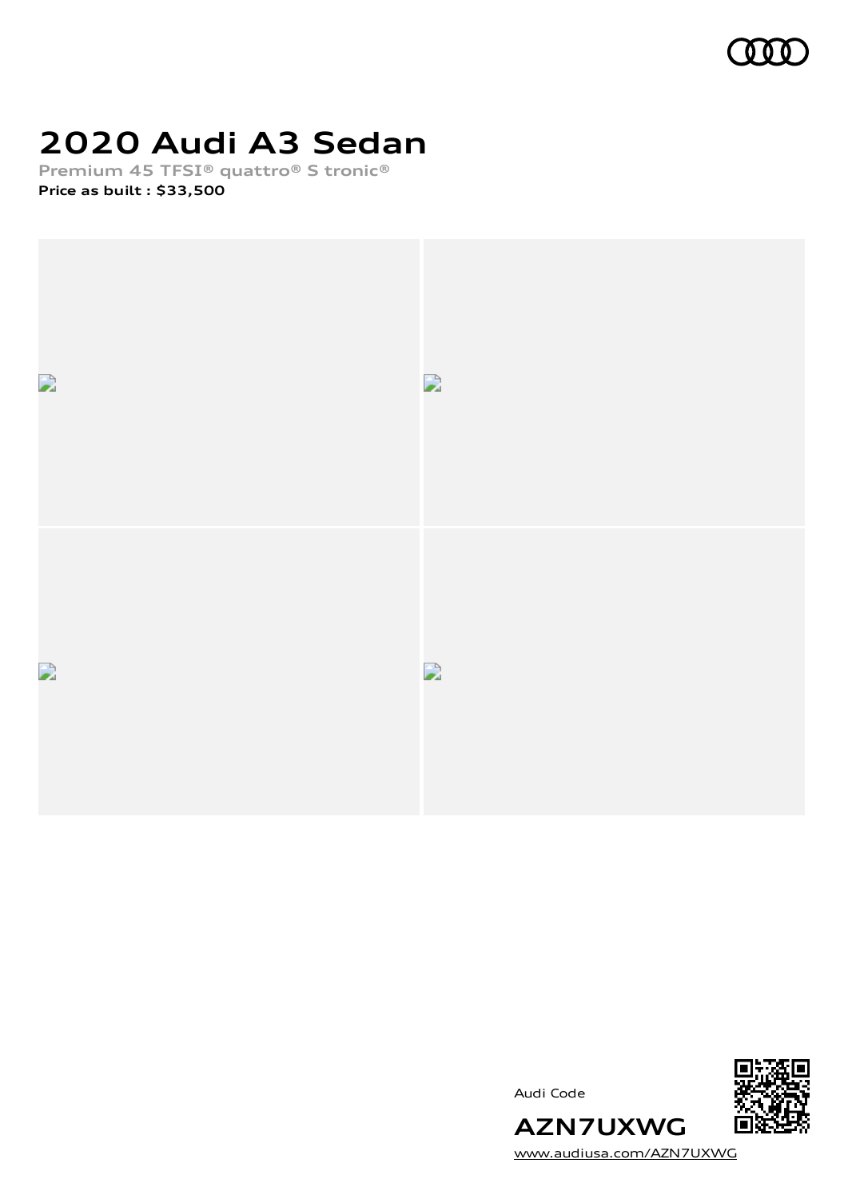# 2020 Audi A3 Sedan

**Premium 45 TFSI® quattro® S tronic®**

**Price as built : $33,500**

Audi Code

**AZN7UXWG**

www.audiusa.com/AZN7UXWG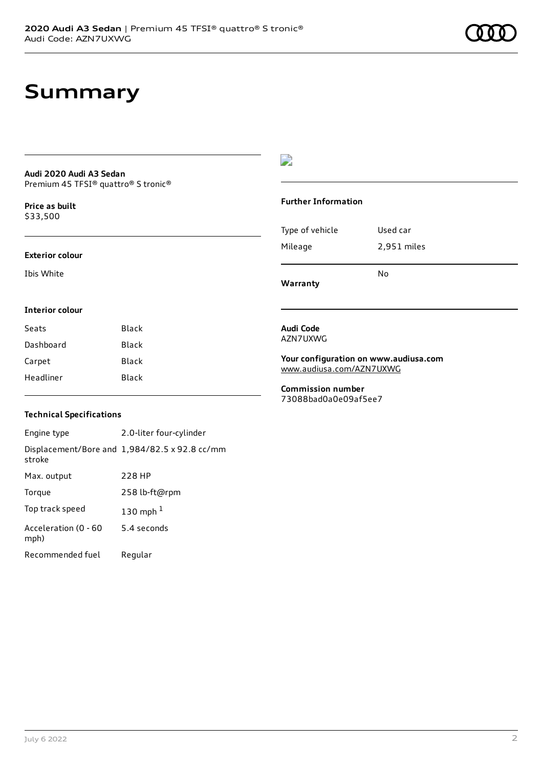# Summary

**Audi 2020 Audi A3 Sedan**
Premium 45 TFSI® quattro® S tronic®

**Price as built**
$33,500

**Exterior colour**

Ibis White

**Interior colour**

| Seats | Black |
|---|---|
| Dashboard | Black |
| Carpet | Black |
| Headliner | Black |

**Technical Specifications**

| Engine type | 2.0-liter four-cylinder |
|---|---|
| Displacement/Bore and stroke | 1,984/82.5 x 92.8 cc/mm |
| Max. output | 228 HP |
| Torque | 258 lb-ft@rpm |
| Top track speed | 130 mph [1] |
| Acceleration (0 - 60 mph) | 5.4 seconds |
| Recommended fuel | Regular |

**Further Information**

| Type of vehicle | Used car |
|---|---|
| Mileage | 2,951 miles |
| **Warranty** | No |

**Audi Code**
AZN7UXWG

**Your configuration on www.audiusa.com**
www.audiusa.com/AZN7UXWG

**Commission number**
73088bad0a0e09af5ee7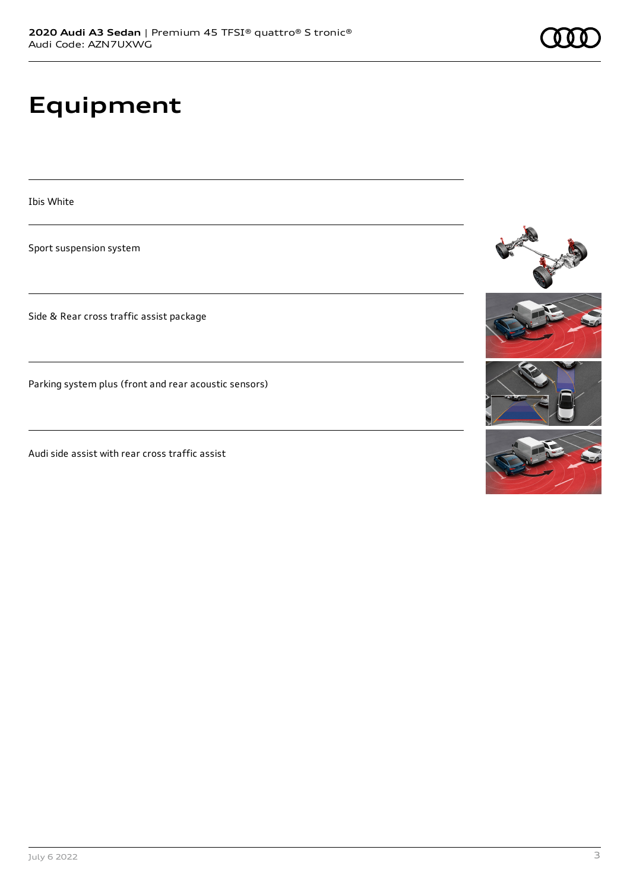# Equipment

Ibis White

Sport suspension system

Side & Rear cross traffic assist package

Parking system plus (front and rear acoustic sensors)

Audi side assist with rear cross traffic assist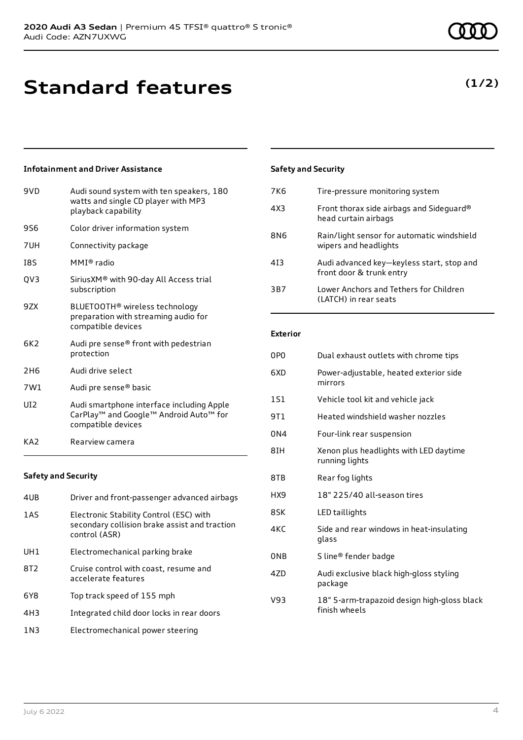# Standard features

**(1/2)**

### Infotainment and Driver Assistance

| | |
|---|---|
| 9VD | Audi sound system with ten speakers, 180 watts and single CD player with MP3 playback capability |
| 9S6 | Color driver information system |
| 7UH | Connectivity package |
| I8S | MMI® radio |
| QV3 | SiriusXM® with 90-day All Access trial subscription |
| 9ZX | BLUETOOTH® wireless technology preparation with streaming audio for compatible devices |
| 6K2 | Audi pre sense® front with pedestrian protection |
| 2H6 | Audi drive select |
| 7W1 | Audi pre sense® basic |
| UI2 | Audi smartphone interface including Apple CarPlay™ and Google™ Android Auto™ for compatible devices |
| KA2 | Rearview camera |

### Safety and Security

| | |
|---|---|
| 4UB | Driver and front-passenger advanced airbags |
| 1AS | Electronic Stability Control (ESC) with secondary collision brake assist and traction control (ASR) |
| UH1 | Electromechanical parking brake |
| 8T2 | Cruise control with coast, resume and accelerate features |
| 6Y8 | Top track speed of 155 mph |
| 4H3 | Integrated child door locks in rear doors |
| 1N3 | Electromechanical power steering |

### Safety and Security

| | |
|---|---|
| 7K6 | Tire-pressure monitoring system |
| 4X3 | Front thorax side airbags and Sideguard® head curtain airbags |
| 8N6 | Rain/light sensor for automatic windshield wipers and headlights |
| 4I3 | Audi advanced key—keyless start, stop and front door & trunk entry |
| 3B7 | Lower Anchors and Tethers for Children (LATCH) in rear seats |

### Exterior

| | |
|---|---|
| 0P0 | Dual exhaust outlets with chrome tips |
| 6XD | Power-adjustable, heated exterior side mirrors |
| 1S1 | Vehicle tool kit and vehicle jack |
| 9T1 | Heated windshield washer nozzles |
| 0N4 | Four-link rear suspension |
| 8IH | Xenon plus headlights with LED daytime running lights |
| 8TB | Rear fog lights |
| HX9 | 18" 225/40 all-season tires |
| 8SK | LED taillights |
| 4KC | Side and rear windows in heat-insulating glass |
| 0NB | S line® fender badge |
| 4ZD | Audi exclusive black high-gloss styling package |
| V93 | 18" 5-arm-trapazoid design high-gloss black finish wheels |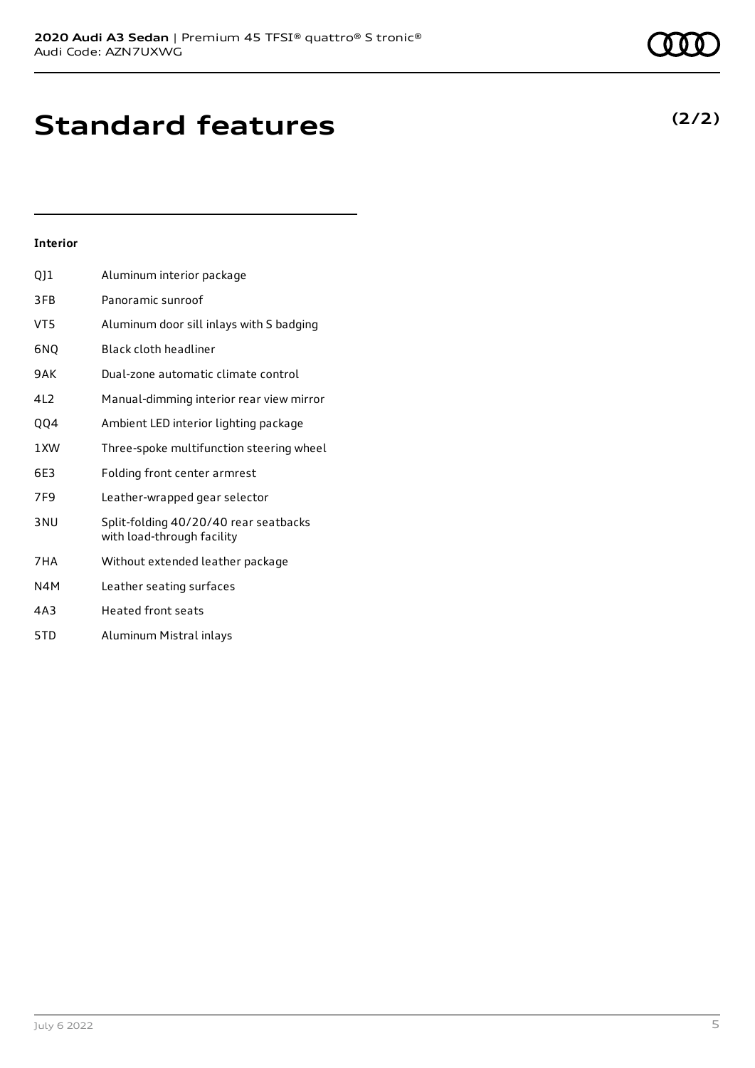# Standard features

**(2/2)**

### Interior

| Code | Feature |
| --- | --- |
| QJ1 | Aluminum interior package |
| 3FB | Panoramic sunroof |
| VT5 | Aluminum door sill inlays with S badging |
| 6NQ | Black cloth headliner |
| 9AK | Dual-zone automatic climate control |
| 4L2 | Manual-dimming interior rear view mirror |
| QQ4 | Ambient LED interior lighting package |
| 1XW | Three-spoke multifunction steering wheel |
| 6E3 | Folding front center armrest |
| 7F9 | Leather-wrapped gear selector |
| 3NU | Split-folding 40/20/40 rear seatbacks with load-through facility |
| 7HA | Without extended leather package |
| N4M | Leather seating surfaces |
| 4A3 | Heated front seats |
| 5TD | Aluminum Mistral inlays |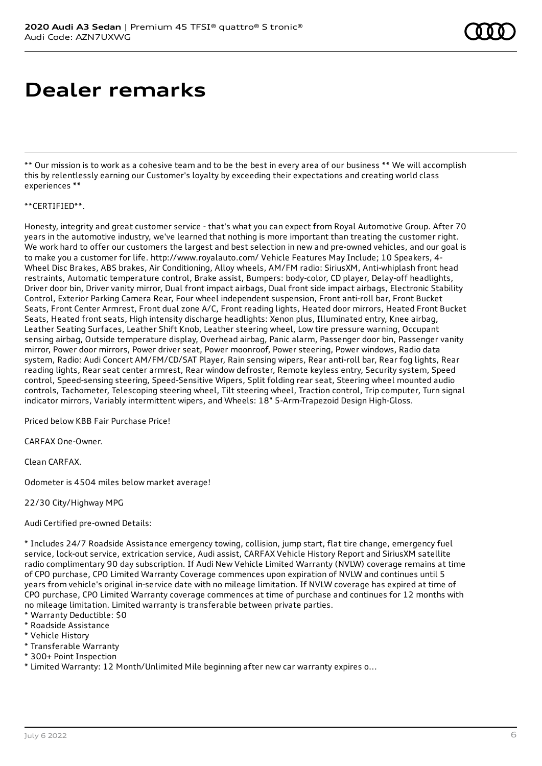# Dealer remarks

** Our mission is to work as a cohesive team and to be the best in every area of our business ** We will accomplish this by relentlessly earning our Customer's loyalty by exceeding their expectations and creating world class experiences **

**CERTIFIED**.

Honesty, integrity and great customer service - that's what you can expect from Royal Automotive Group. After 70 years in the automotive industry, we've learned that nothing is more important than treating the customer right. We work hard to offer our customers the largest and best selection in new and pre-owned vehicles, and our goal is to make you a customer for life. http://www.royalauto.com/ Vehicle Features May Include; 10 Speakers, 4-Wheel Disc Brakes, ABS brakes, Air Conditioning, Alloy wheels, AM/FM radio: SiriusXM, Anti-whiplash front head restraints, Automatic temperature control, Brake assist, Bumpers: body-color, CD player, Delay-off headlights, Driver door bin, Driver vanity mirror, Dual front impact airbags, Dual front side impact airbags, Electronic Stability Control, Exterior Parking Camera Rear, Four wheel independent suspension, Front anti-roll bar, Front Bucket Seats, Front Center Armrest, Front dual zone A/C, Front reading lights, Heated door mirrors, Heated Front Bucket Seats, Heated front seats, High intensity discharge headlights: Xenon plus, Illuminated entry, Knee airbag, Leather Seating Surfaces, Leather Shift Knob, Leather steering wheel, Low tire pressure warning, Occupant sensing airbag, Outside temperature display, Overhead airbag, Panic alarm, Passenger door bin, Passenger vanity mirror, Power door mirrors, Power driver seat, Power moonroof, Power steering, Power windows, Radio data system, Radio: Audi Concert AM/FM/CD/SAT Player, Rain sensing wipers, Rear anti-roll bar, Rear fog lights, Rear reading lights, Rear seat center armrest, Rear window defroster, Remote keyless entry, Security system, Speed control, Speed-sensing steering, Speed-Sensitive Wipers, Split folding rear seat, Steering wheel mounted audio controls, Tachometer, Telescoping steering wheel, Tilt steering wheel, Traction control, Trip computer, Turn signal indicator mirrors, Variably intermittent wipers, and Wheels: 18" 5-Arm-Trapezoid Design High-Gloss.

Priced below KBB Fair Purchase Price!

CARFAX One-Owner.

Clean CARFAX.

Odometer is 4504 miles below market average!

22/30 City/Highway MPG

Audi Certified pre-owned Details:

* Includes 24/7 Roadside Assistance emergency towing, collision, jump start, flat tire change, emergency fuel service, lock-out service, extrication service, Audi assist, CARFAX Vehicle History Report and SiriusXM satellite radio complimentary 90 day subscription. If Audi New Vehicle Limited Warranty (NVLW) coverage remains at time of CPO purchase, CPO Limited Warranty Coverage commences upon expiration of NVLW and continues until 5 years from vehicle's original in-service date with no mileage limitation. If NVLW coverage has expired at time of CPO purchase, CPO Limited Warranty coverage commences at time of purchase and continues for 12 months with no mileage limitation. Limited warranty is transferable between private parties.
* Warranty Deductible: $0
* Roadside Assistance
* Vehicle History
* Transferable Warranty
* 300+ Point Inspection
* Limited Warranty: 12 Month/Unlimited Mile beginning after new car warranty expires o...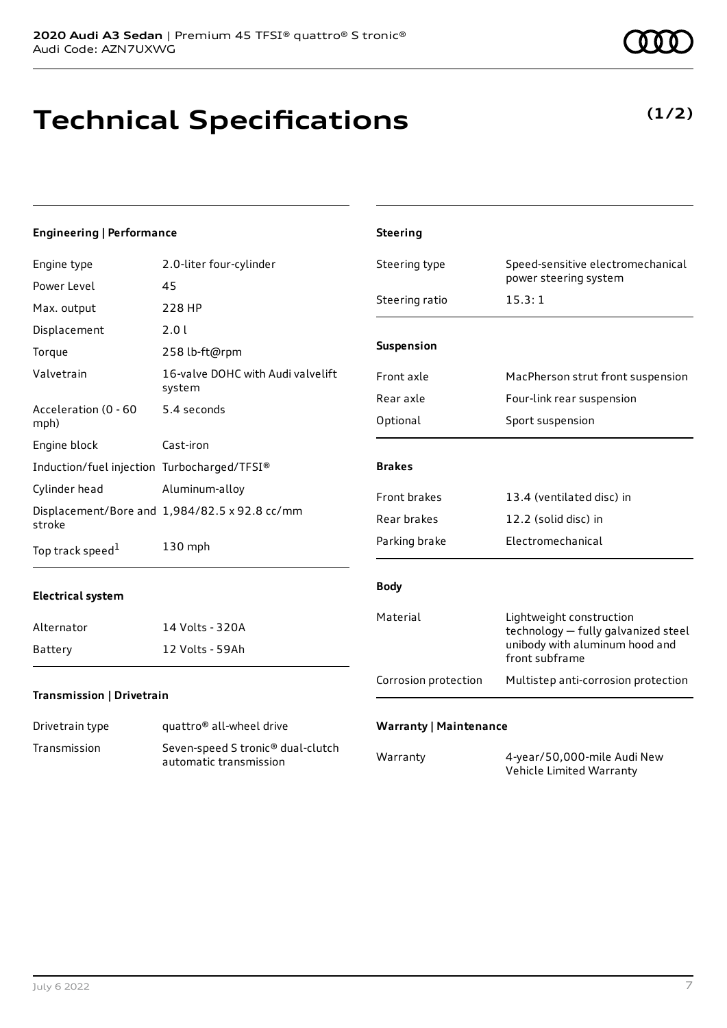# Technical Specifications

**(1/2)**

### Engineering | Performance

| | |
|---|---|
| Engine type | 2.0-liter four-cylinder |
| Power Level | 45 |
| Max. output | 228 HP |
| Displacement | 2.0 l |
| Torque | 258 lb-ft@rpm |
| Valvetrain | 16-valve DOHC with Audi valvelift system |
| Acceleration (0 - 60 mph) | 5.4 seconds |
| Engine block | Cast-iron |
| Induction/fuel injection | Turbocharged/TFSI® |
| Cylinder head | Aluminum-alloy |
| Displacement/Bore and stroke | 1,984/82.5 x 92.8 cc/mm |
| Top track speed[1] | 130 mph |

### Electrical system

| | |
|---|---|
| Alternator | 14 Volts - 320A |
| Battery | 12 Volts - 59Ah |

### Transmission | Drivetrain

| | |
|---|---|
| Drivetrain type | quattro® all-wheel drive |
| Transmission | Seven-speed S tronic® dual-clutch automatic transmission |

### Steering

| | |
|---|---|
| Steering type | Speed-sensitive electromechanical power steering system |
| Steering ratio | 15.3: 1 |

### Suspension

| | |
|---|---|
| Front axle | MacPherson strut front suspension |
| Rear axle | Four-link rear suspension |
| Optional | Sport suspension |

### Brakes

| | |
|---|---|
| Front brakes | 13.4 (ventilated disc) in |
| Rear brakes | 12.2 (solid disc) in |
| Parking brake | Electromechanical |

### Body

| | |
|---|---|
| Material | Lightweight construction technology — fully galvanized steel unibody with aluminum hood and front subframe |
| Corrosion protection | Multistep anti-corrosion protection |

### Warranty | Maintenance

| | |
|---|---|
| Warranty | 4-year/50,000-mile Audi New Vehicle Limited Warranty |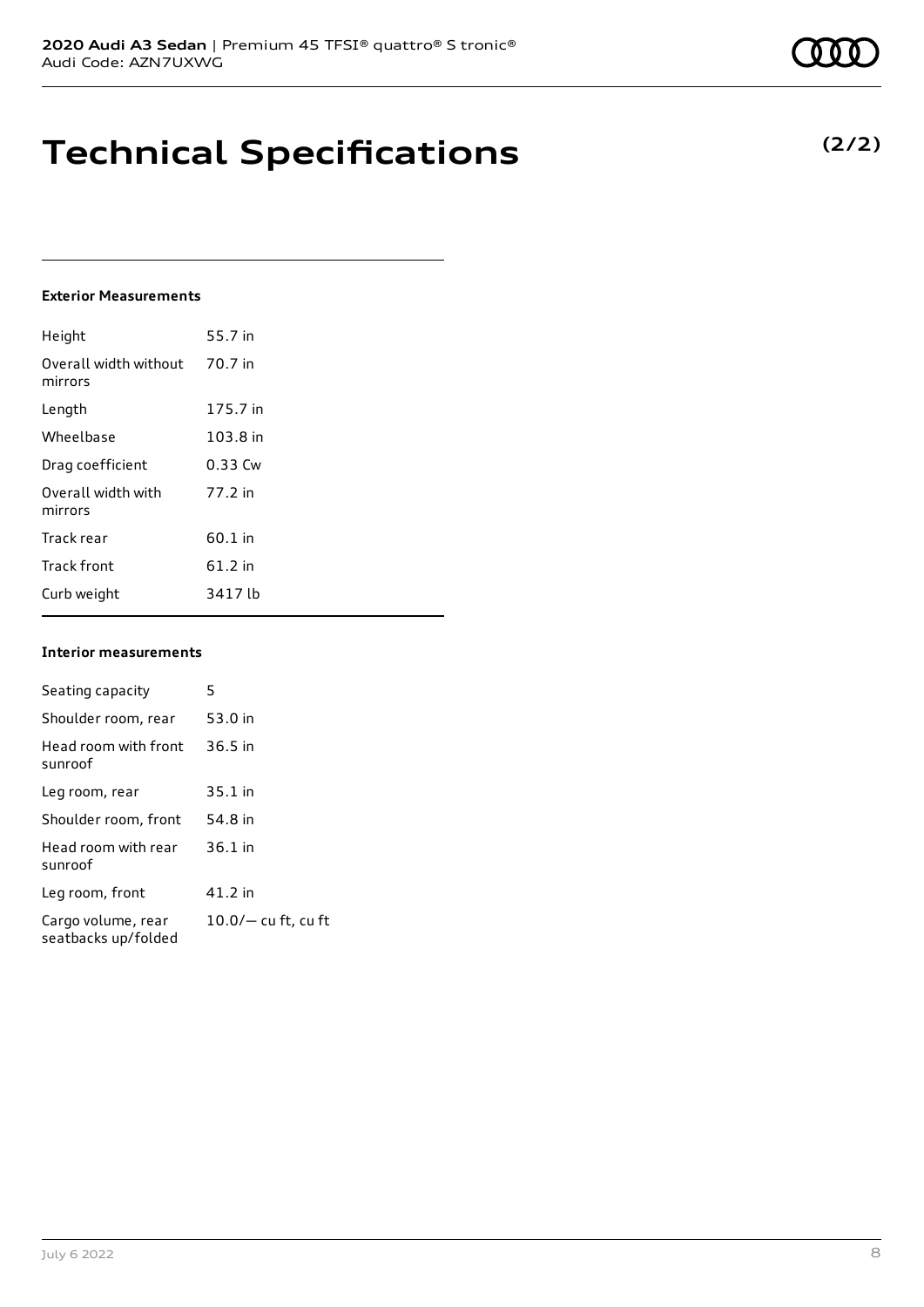# Technical Specifications

**(2/2)**

### Exterior Measurements

| | |
|---|---|
| Height | 55.7 in |
| Overall width without mirrors | 70.7 in |
| Length | 175.7 in |
| Wheelbase | 103.8 in |
| Drag coefficient | 0.33 Cw |
| Overall width with mirrors | 77.2 in |
| Track rear | 60.1 in |
| Track front | 61.2 in |
| Curb weight | 3417 lb |

### Interior measurements

| | |
|---|---|
| Seating capacity | 5 |
| Shoulder room, rear | 53.0 in |
| Head room with front sunroof | 36.5 in |
| Leg room, rear | 35.1 in |
| Shoulder room, front | 54.8 in |
| Head room with rear sunroof | 36.1 in |
| Leg room, front | 41.2 in |
| Cargo volume, rear seatbacks up/folded | 10.0/— cu ft, cu ft |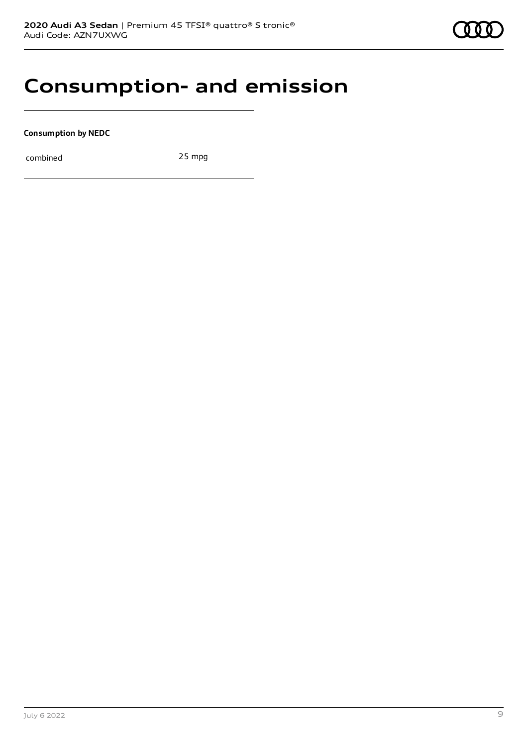# Consumption- and emission

**Consumption by NEDC**

| | |
|---|---|
| combined | 25 mpg |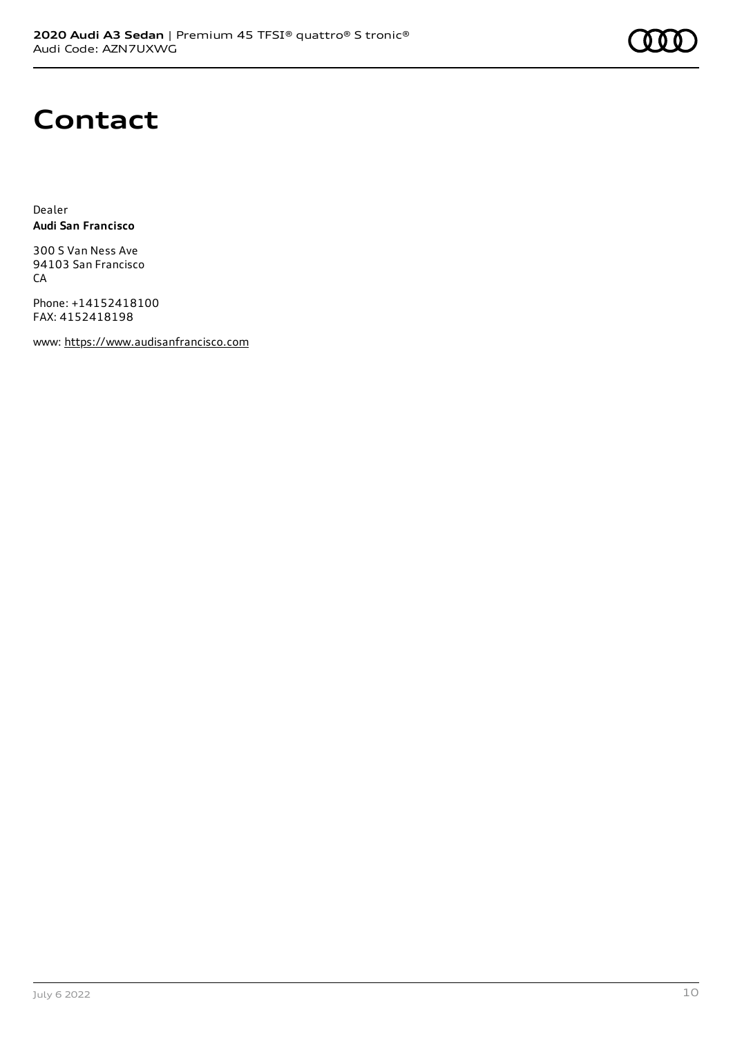# Contact

Dealer
**Audi San Francisco**

300 S Van Ness Ave
94103 San Francisco
CA

Phone: +14152418100
FAX: 4152418198

www: https://www.audisanfrancisco.com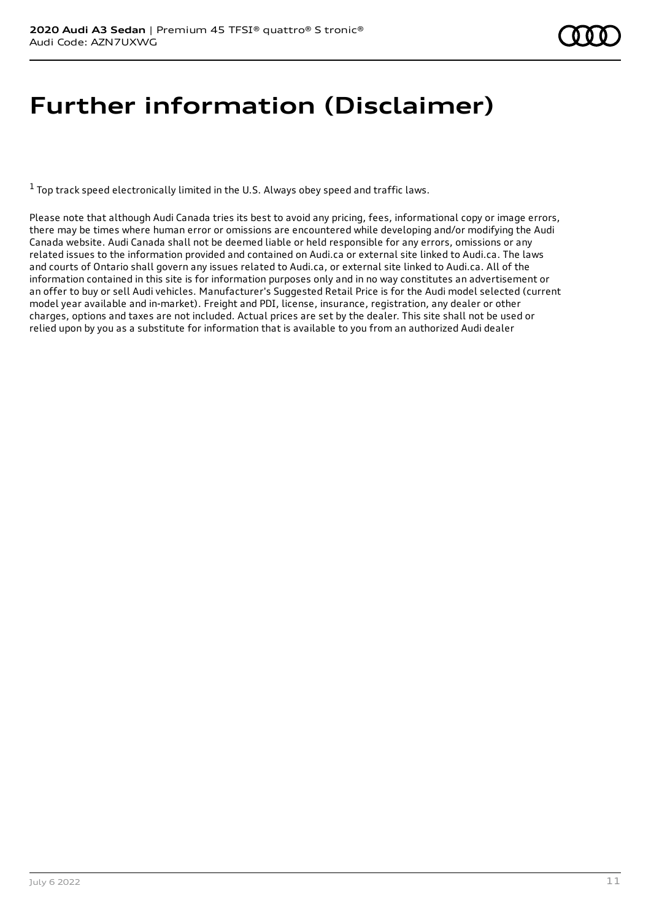# Further information (Disclaimer)

[1] Top track speed electronically limited in the U.S. Always obey speed and traffic laws.

Please note that although Audi Canada tries its best to avoid any pricing, fees, informational copy or image errors, there may be times where human error or omissions are encountered while developing and/or modifying the Audi Canada website. Audi Canada shall not be deemed liable or held responsible for any errors, omissions or any related issues to the information provided and contained on Audi.ca or external site linked to Audi.ca. The laws and courts of Ontario shall govern any issues related to Audi.ca, or external site linked to Audi.ca. All of the information contained in this site is for information purposes only and in no way constitutes an advertisement or an offer to buy or sell Audi vehicles. Manufacturer's Suggested Retail Price is for the Audi model selected (current model year available and in-market). Freight and PDI, license, insurance, registration, any dealer or other charges, options and taxes are not included. Actual prices are set by the dealer. This site shall not be used or relied upon by you as a substitute for information that is available to you from an authorized Audi dealer